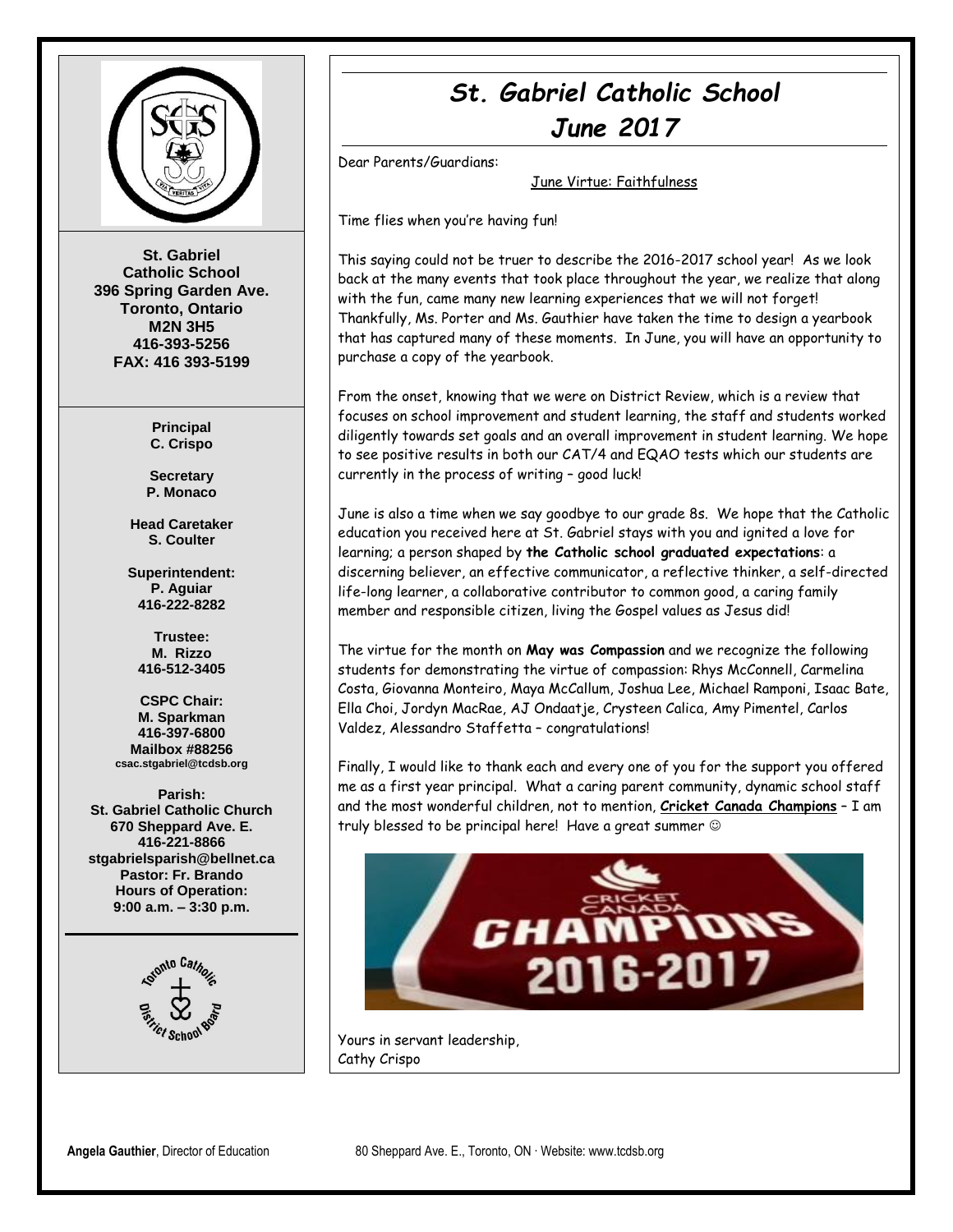**St. Gabriel Catholic School**
**396 Spring Garden Ave.**
**Toronto, Ontario**
**M2N 3H5**
**416-393-5256**
**FAX: 416 393-5199**

**Principal**
**C. Crispo**

**Secretary**
**P. Monaco**

**Head Caretaker**
**S. Coulter**

**Superintendent:**
**P. Aguiar**
**416-222-8282**

**Trustee:**
**M. Rizzo**
**416-512-3405**

**CSPC Chair:**
**M. Sparkman**
**416-397-6800**
**Mailbox #88256**
**csac.stgabriel@tcdsb.org**

**Parish:**
**St. Gabriel Catholic Church**
**670 Sheppard Ave. E.**
**416-221-8866**
**stgabrielsparish@bellnet.ca**
**Pastor: Fr. Brando**
**Hours of Operation:**
**9:00 a.m. – 3:30 p.m.**

# *St. Gabriel Catholic School*
# *June 2017*

Dear Parents/Guardians:

June Virtue: Faithfulness

Time flies when you're having fun!

This saying could not be truer to describe the 2016-2017 school year! As we look back at the many events that took place throughout the year, we realize that along with the fun, came many new learning experiences that we will not forget! Thankfully, Ms. Porter and Ms. Gauthier have taken the time to design a yearbook that has captured many of these moments. In June, you will have an opportunity to purchase a copy of the yearbook.

From the onset, knowing that we were on District Review, which is a review that focuses on school improvement and student learning, the staff and students worked diligently towards set goals and an overall improvement in student learning. We hope to see positive results in both our CAT/4 and EQAO tests which our students are currently in the process of writing – good luck!

June is also a time when we say goodbye to our grade 8s. We hope that the Catholic education you received here at St. Gabriel stays with you and ignited a love for learning; a person shaped by **the Catholic school graduated expectations**: a discerning believer, an effective communicator, a reflective thinker, a self-directed life-long learner, a collaborative contributor to common good, a caring family member and responsible citizen, living the Gospel values as Jesus did!

The virtue for the month on **May was Compassion** and we recognize the following students for demonstrating the virtue of compassion: Rhys McConnell, Carmelina Costa, Giovanna Monteiro, Maya McCallum, Joshua Lee, Michael Ramponi, Isaac Bate, Ella Choi, Jordyn MacRae, AJ Ondaatje, Crysteen Calica, Amy Pimentel, Carlos Valdez, Alessandro Staffetta – congratulations!

Finally, I would like to thank each and every one of you for the support you offered me as a first year principal. What a caring parent community, dynamic school staff and the most wonderful children, not to mention, **Cricket Canada Champions** – I am truly blessed to be principal here! Have a great summer ☺

Yours in servant leadership,
Cathy Crispo

**Angela Gauthier**, Director of Education 80 Sheppard Ave. E., Toronto, ON · Website: www.tcdsb.org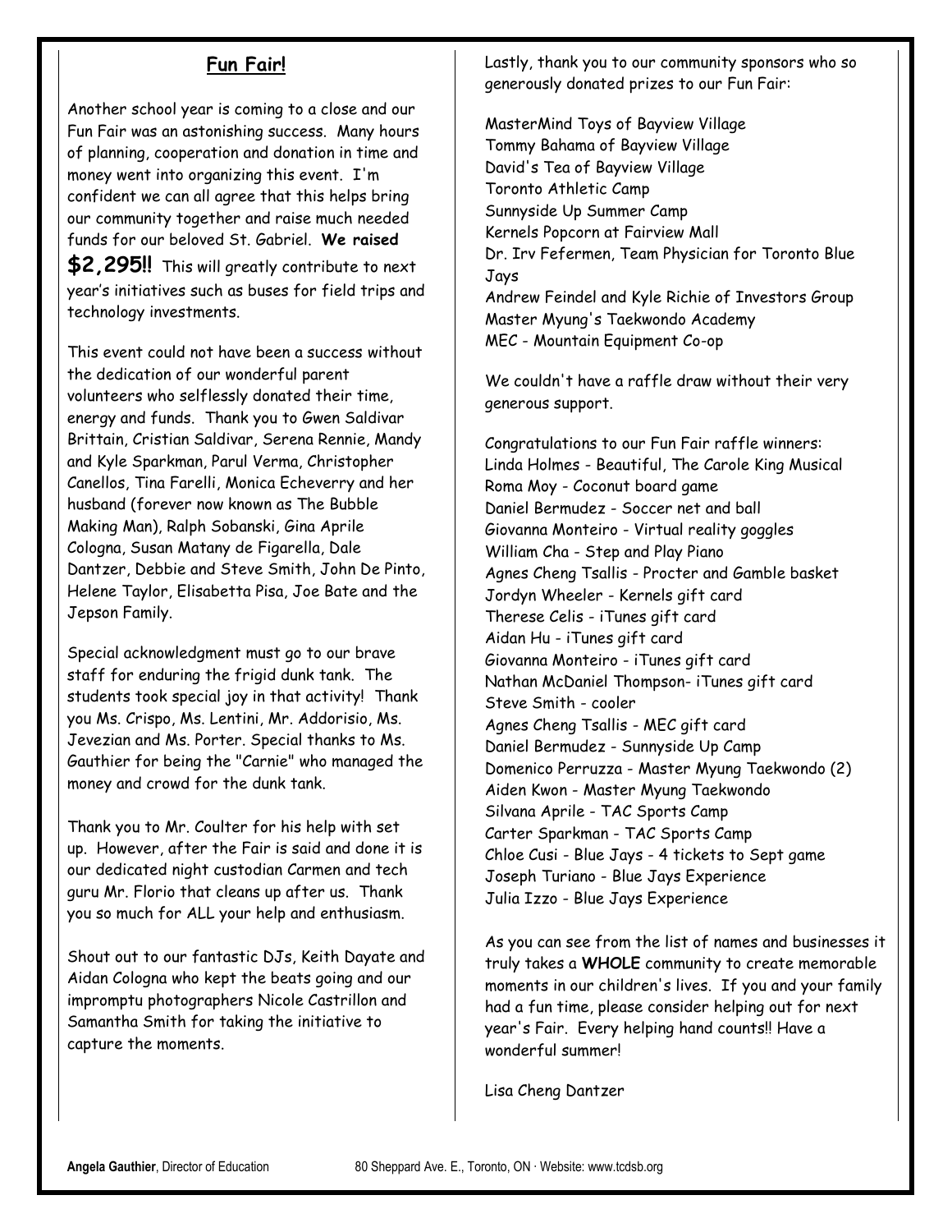## Fun Fair!

Another school year is coming to a close and our Fun Fair was an astonishing success. Many hours of planning, cooperation and donation in time and money went into organizing this event. I'm confident we can all agree that this helps bring our community together and raise much needed funds for our beloved St. Gabriel. **We raised $2,295!!** This will greatly contribute to next year's initiatives such as buses for field trips and technology investments.

This event could not have been a success without the dedication of our wonderful parent volunteers who selflessly donated their time, energy and funds. Thank you to Gwen Saldivar Brittain, Cristian Saldivar, Serena Rennie, Mandy and Kyle Sparkman, Parul Verma, Christopher Canellos, Tina Farelli, Monica Echeverry and her husband (forever now known as The Bubble Making Man), Ralph Sobanski, Gina Aprile Cologna, Susan Matany de Figarella, Dale Dantzer, Debbie and Steve Smith, John De Pinto, Helene Taylor, Elisabetta Pisa, Joe Bate and the Jepson Family.

Special acknowledgment must go to our brave staff for enduring the frigid dunk tank. The students took special joy in that activity! Thank you Ms. Crispo, Ms. Lentini, Mr. Addorisio, Ms. Jevezian and Ms. Porter. Special thanks to Ms. Gauthier for being the "Carnie" who managed the money and crowd for the dunk tank.

Thank you to Mr. Coulter for his help with set up. However, after the Fair is said and done it is our dedicated night custodian Carmen and tech guru Mr. Florio that cleans up after us. Thank you so much for ALL your help and enthusiasm.

Shout out to our fantastic DJs, Keith Dayate and Aidan Cologna who kept the beats going and our impromptu photographers Nicole Castrillon and Samantha Smith for taking the initiative to capture the moments.

Lastly, thank you to our community sponsors who so generously donated prizes to our Fun Fair:

MasterMind Toys of Bayview Village
Tommy Bahama of Bayview Village
David's Tea of Bayview Village
Toronto Athletic Camp
Sunnyside Up Summer Camp
Kernels Popcorn at Fairview Mall
Dr. Irv Fefermen, Team Physician for Toronto Blue Jays
Andrew Feindel and Kyle Richie of Investors Group
Master Myung's Taekwondo Academy
MEC - Mountain Equipment Co-op

We couldn't have a raffle draw without their very generous support.

Congratulations to our Fun Fair raffle winners:
Linda Holmes - Beautiful, The Carole King Musical
Roma Moy - Coconut board game
Daniel Bermudez - Soccer net and ball
Giovanna Monteiro - Virtual reality goggles
William Cha - Step and Play Piano
Agnes Cheng Tsallis - Procter and Gamble basket
Jordyn Wheeler - Kernels gift card
Therese Celis - iTunes gift card
Aidan Hu - iTunes gift card
Giovanna Monteiro - iTunes gift card
Nathan McDaniel Thompson- iTunes gift card
Steve Smith - cooler
Agnes Cheng Tsallis - MEC gift card
Daniel Bermudez - Sunnyside Up Camp
Domenico Perruzza - Master Myung Taekwondo (2)
Aiden Kwon - Master Myung Taekwondo
Silvana Aprile - TAC Sports Camp
Carter Sparkman - TAC Sports Camp
Chloe Cusi - Blue Jays - 4 tickets to Sept game
Joseph Turiano - Blue Jays Experience
Julia Izzo - Blue Jays Experience

As you can see from the list of names and businesses it truly takes a **WHOLE** community to create memorable moments in our children's lives. If you and your family had a fun time, please consider helping out for next year's Fair. Every helping hand counts!! Have a wonderful summer!

Lisa Cheng Dantzer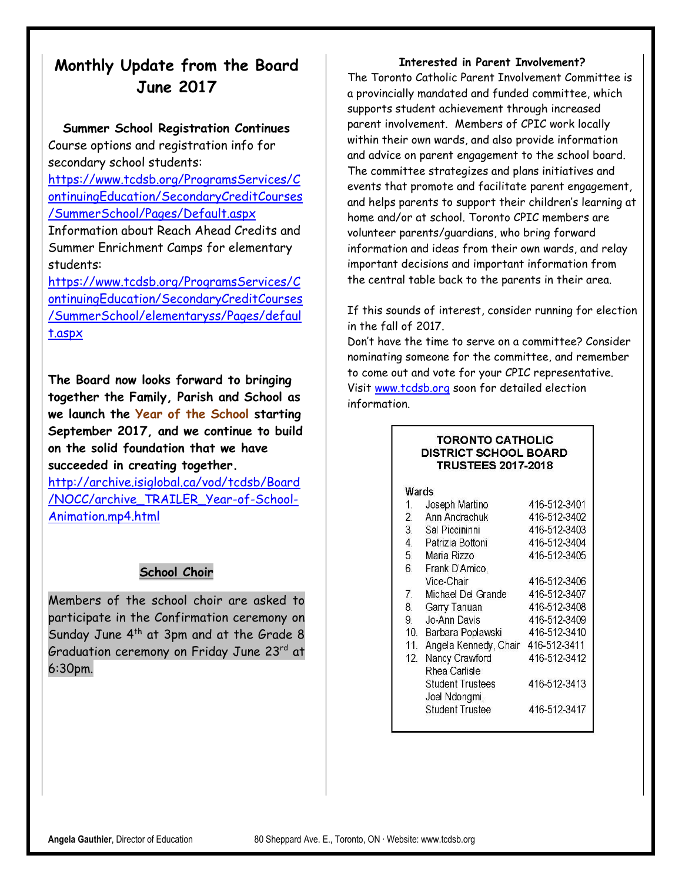# Monthly Update from the Board June 2017

### Summer School Registration Continues

Course options and registration info for secondary school students:
https://www.tcdsb.org/ProgramsServices/ContinuingEducation/SecondaryCreditCourses/SummerSchool/Pages/Default.aspx

Information about Reach Ahead Credits and Summer Enrichment Camps for elementary students:
https://www.tcdsb.org/ProgramsServices/ContinuingEducation/SecondaryCreditCourses/SummerSchool/elementaryss/Pages/default.aspx

**The Board now looks forward to bringing together the Family, Parish and School as we launch the Year of the School starting September 2017, and we continue to build on the solid foundation that we have succeeded in creating together.**
http://archive.isiglobal.ca/vod/tcdsb/Board/NOCC/archive_TRAILER_Year-of-School-Animation.mp4.html

### School Choir

Members of the school choir are asked to participate in the Confirmation ceremony on Sunday June 4th at 3pm and at the Grade 8 Graduation ceremony on Friday June 23rd at 6:30pm.

### Interested in Parent Involvement?

The Toronto Catholic Parent Involvement Committee is a provincially mandated and funded committee, which supports student achievement through increased parent involvement. Members of CPIC work locally within their own wards, and also provide information and advice on parent engagement to the school board. The committee strategizes and plans initiatives and events that promote and facilitate parent engagement, and helps parents to support their children's learning at home and/or at school. Toronto CPIC members are volunteer parents/guardians, who bring forward information and ideas from their own wards, and relay important decisions and important information from the central table back to the parents in their area.

If this sounds of interest, consider running for election in the fall of 2017.

Don't have the time to serve on a committee? Consider nominating someone for the committee, and remember to come out and vote for your CPIC representative. Visit www.tcdsb.org soon for detailed election information.

**TORONTO CATHOLIC DISTRICT SCHOOL BOARD TRUSTEES 2017-2018**

| Wards | | |
|---|---|---|
| 1. | Joseph Martino | 416-512-3401 |
| 2. | Ann Andrachuk | 416-512-3402 |
| 3. | Sal Piccininni | 416-512-3403 |
| 4. | Patrizia Bottoni | 416-512-3404 |
| 5. | Maria Rizzo | 416-512-3405 |
| 6. | Frank D'Amico, Vice-Chair | 416-512-3406 |
| 7. | Michael Del Grande | 416-512-3407 |
| 8. | Garry Tanuan | 416-512-3408 |
| 9. | Jo-Ann Davis | 416-512-3409 |
| 10. | Barbara Poplawski | 416-512-3410 |
| 11. | Angela Kennedy, Chair | 416-512-3411 |
| 12. | Nancy Crawford | 416-512-3412 |
| | Rhea Carlisle Student Trustees | 416-512-3413 |
| | Joel Ndongmi, Student Trustee | 416-512-3417 |

**Angela Gauthier**, Director of Education 80 Sheppard Ave. E., Toronto, ON · Website: www.tcdsb.org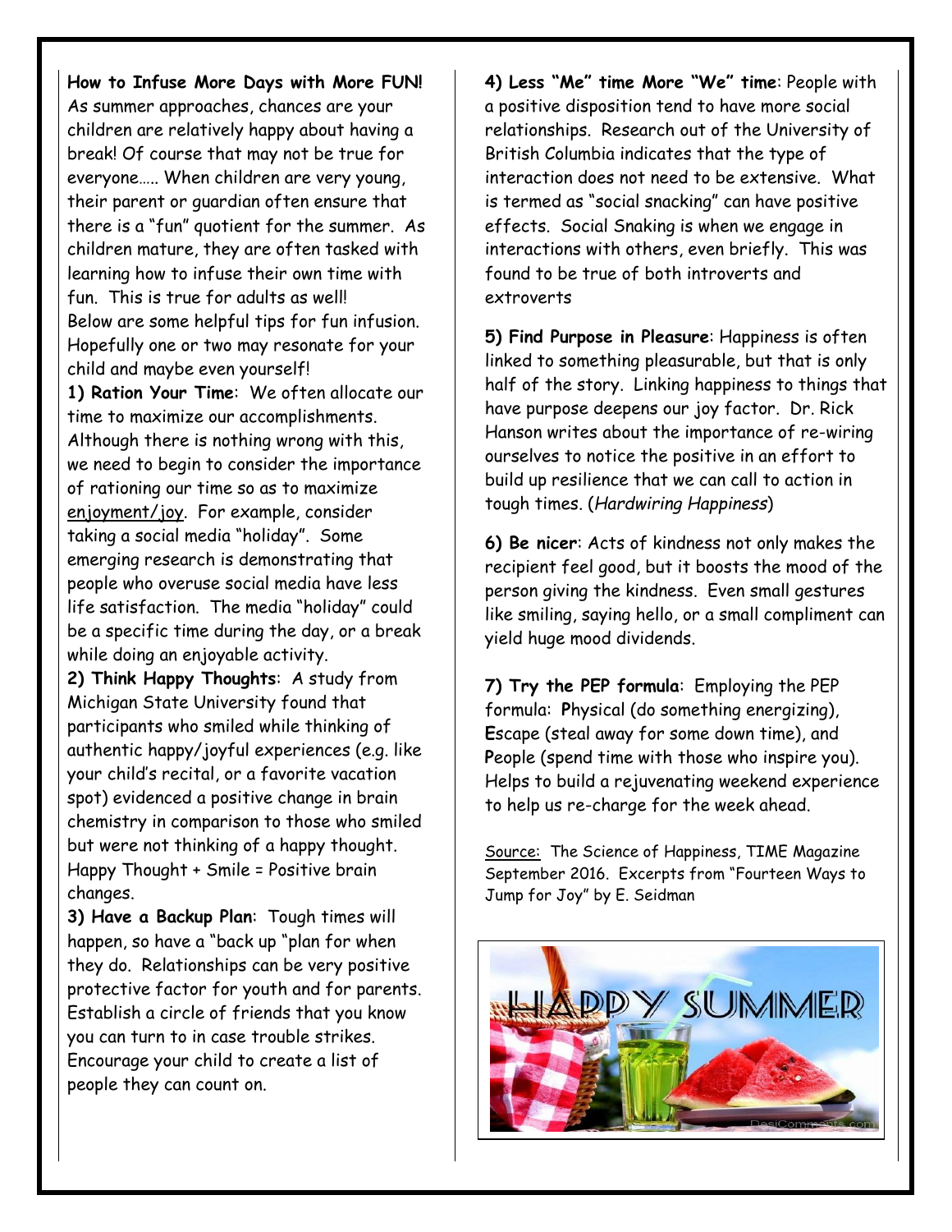**How to Infuse More Days with More FUN!**

As summer approaches, chances are your children are relatively happy about having a break! Of course that may not be true for everyone….. When children are very young, their parent or guardian often ensure that there is a "fun" quotient for the summer. As children mature, they are often tasked with learning how to infuse their own time with fun. This is true for adults as well!

Below are some helpful tips for fun infusion. Hopefully one or two may resonate for your child and maybe even yourself!

**1) Ration Your Time**: We often allocate our time to maximize our accomplishments. Although there is nothing wrong with this, we need to begin to consider the importance of rationing our time so as to maximize <u>enjoyment/joy</u>. For example, consider taking a social media "holiday". Some emerging research is demonstrating that people who overuse social media have less life satisfaction. The media "holiday" could be a specific time during the day, or a break while doing an enjoyable activity.

**2) Think Happy Thoughts**: A study from Michigan State University found that participants who smiled while thinking of authentic happy/joyful experiences (e.g. like your child's recital, or a favorite vacation spot) evidenced a positive change in brain chemistry in comparison to those who smiled but were not thinking of a happy thought. Happy Thought + Smile = Positive brain changes.

**3) Have a Backup Plan**: Tough times will happen, so have a "back up "plan for when they do. Relationships can be very positive protective factor for youth and for parents. Establish a circle of friends that you know you can turn to in case trouble strikes. Encourage your child to create a list of people they can count on.

**4) Less "Me" time More "We" time**: People with a positive disposition tend to have more social relationships. Research out of the University of British Columbia indicates that the type of interaction does not need to be extensive. What is termed as "social snacking" can have positive effects. Social Snaking is when we engage in interactions with others, even briefly. This was found to be true of both introverts and extroverts

**5) Find Purpose in Pleasure**: Happiness is often linked to something pleasurable, but that is only half of the story. Linking happiness to things that have purpose deepens our joy factor. Dr. Rick Hanson writes about the importance of re-wiring ourselves to notice the positive in an effort to build up resilience that we can call to action in tough times. (*Hardwiring Happiness*)

**6) Be nicer**: Acts of kindness not only makes the recipient feel good, but it boosts the mood of the person giving the kindness. Even small gestures like smiling, saying hello, or a small compliment can yield huge mood dividends.

**7) Try the PEP formula**: Employing the PEP formula: **P**hysical (do something energizing), **E**scape (steal away for some down time), and **P**eople (spend time with those who inspire you). Helps to build a rejuvenating weekend experience to help us re-charge for the week ahead.

<u>Source:</u> The Science of Happiness, TIME Magazine September 2016. Excerpts from "Fourteen Ways to Jump for Joy" by E. Seidman